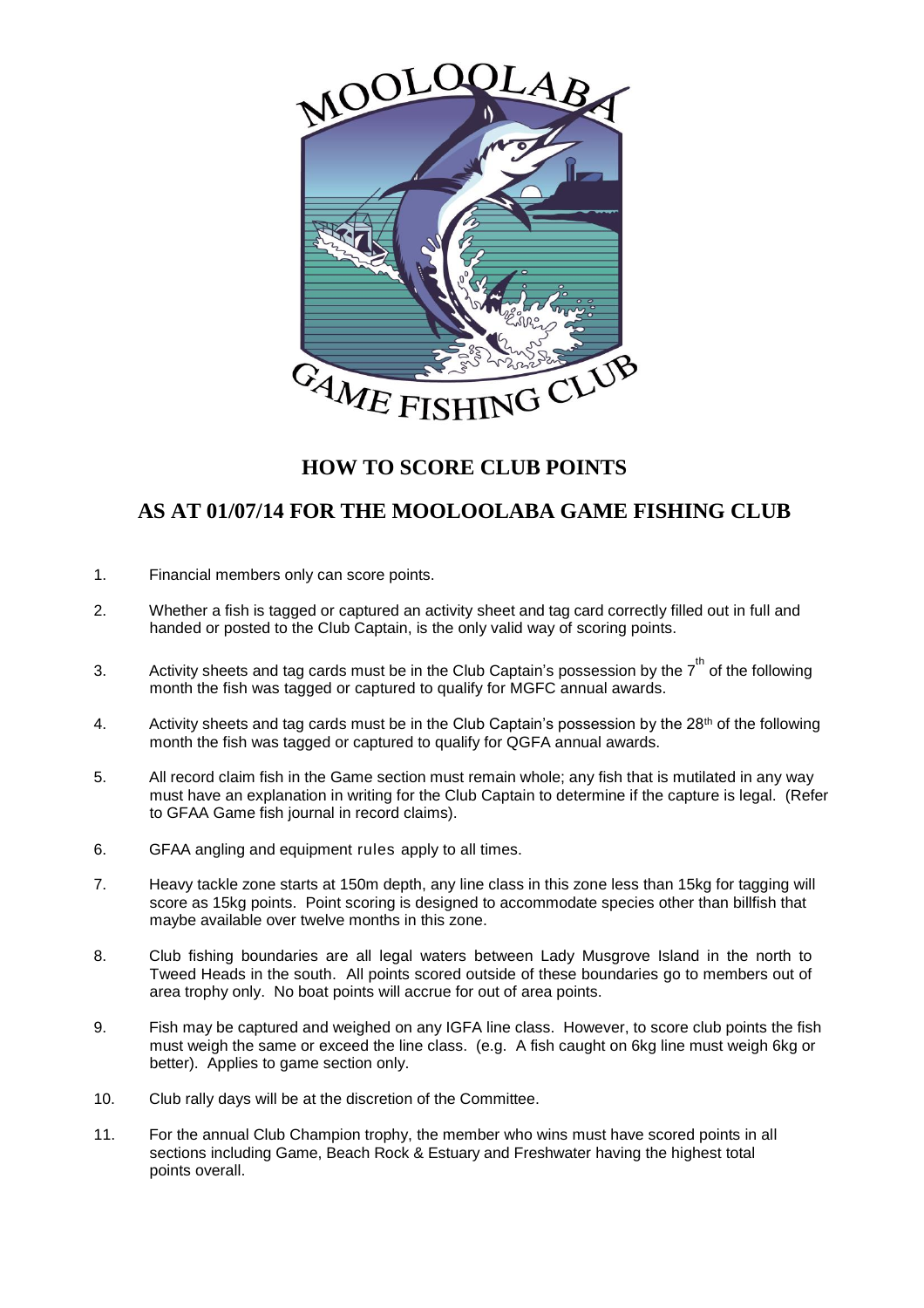## HOW TO SCORE CLUB POINTS

## AS AT 01/07/14 FOR THE MOOLOOLABA GAME FISHING CLUB

1. Financial members only can score points.
2. Whether a fish is tagged or captured an activity sheet and tag card correctly filled out in full and handed or posted to the Club Captain, is the only valid way of scoring points.
3. Activity sheets and tag cards must be in the Club Captain's possession by the 7th of the following month the fish was tagged or captured to qualify for MGFC annual awards.
4. Activity sheets and tag cards must be in the Club Captain's possession by the 28th of the following month the fish was tagged or captured to qualify for QGFA annual awards.
5. All record claim fish in the Game section must remain whole; any fish that is mutilated in any way must have an explanation in writing for the Club Captain to determine if the capture is legal. (Refer to GFAA Game fish journal in record claims).
6. GFAA angling and equipment rules apply to all times.
7. Heavy tackle zone starts at 150m depth, any line class in this zone less than 15kg for tagging will score as 15kg points. Point scoring is designed to accommodate species other than billfish that maybe available over twelve months in this zone.
8. Club fishing boundaries are all legal waters between Lady Musgrove Island in the north to Tweed Heads in the south. All points scored outside of these boundaries go to members out of area trophy only. No boat points will accrue for out of area points.
9. Fish may be captured and weighed on any IGFA line class. However, to score club points the fish must weigh the same or exceed the line class. (e.g. A fish caught on 6kg line must weigh 6kg or better). Applies to game section only.
10. Club rally days will be at the discretion of the Committee.
11. For the annual Club Champion trophy, the member who wins must have scored points in all sections including Game, Beach Rock & Estuary and Freshwater having the highest total points overall.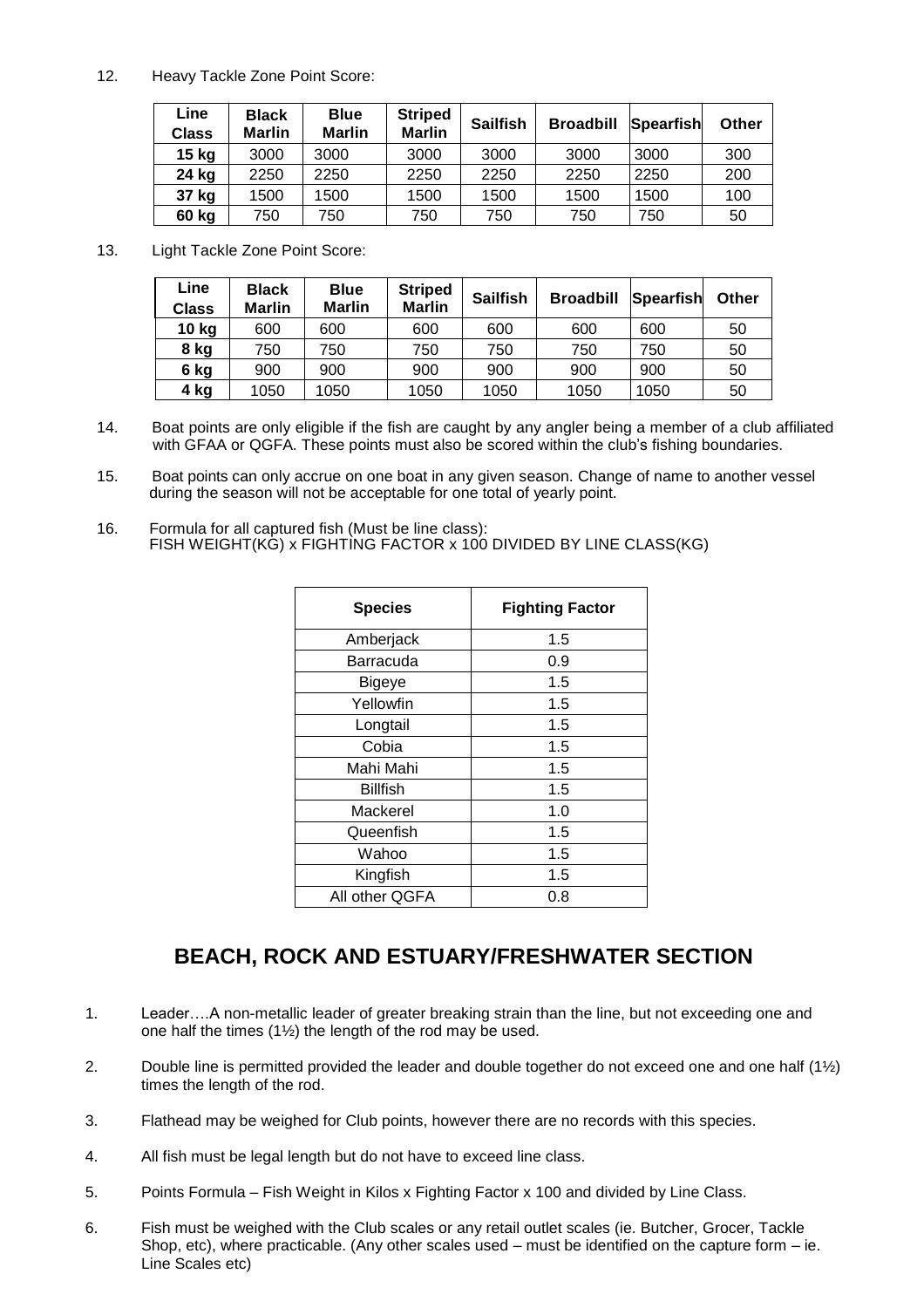12. Heavy Tackle Zone Point Score:

| Line Class | Black Marlin | Blue Marlin | Striped Marlin | Sailfish | Broadbill | Spearfish | Other |
|---|---|---|---|---|---|---|---|
| 15 kg | 3000 | 3000 | 3000 | 3000 | 3000 | 3000 | 300 |
| 24 kg | 2250 | 2250 | 2250 | 2250 | 2250 | 2250 | 200 |
| 37 kg | 1500 | 1500 | 1500 | 1500 | 1500 | 1500 | 100 |
| 60 kg | 750 | 750 | 750 | 750 | 750 | 750 | 50 |

13. Light Tackle Zone Point Score:

| Line Class | Black Marlin | Blue Marlin | Striped Marlin | Sailfish | Broadbill | Spearfish | Other |
|---|---|---|---|---|---|---|---|
| 10 kg | 600 | 600 | 600 | 600 | 600 | 600 | 50 |
| 8 kg | 750 | 750 | 750 | 750 | 750 | 750 | 50 |
| 6 kg | 900 | 900 | 900 | 900 | 900 | 900 | 50 |
| 4 kg | 1050 | 1050 | 1050 | 1050 | 1050 | 1050 | 50 |

14. Boat points are only eligible if the fish are caught by any angler being a member of a club affiliated with GFAA or QGFA. These points must also be scored within the club's fishing boundaries.

15. Boat points can only accrue on one boat in any given season. Change of name to another vessel during the season will not be acceptable for one total of yearly point.

16. Formula for all captured fish (Must be line class):
FISH WEIGHT(KG) x FIGHTING FACTOR x 100 DIVIDED BY LINE CLASS(KG)

| Species | Fighting Factor |
|---|---|
| Amberjack | 1.5 |
| Barracuda | 0.9 |
| Bigeye | 1.5 |
| Yellowfin | 1.5 |
| Longtail | 1.5 |
| Cobia | 1.5 |
| Mahi Mahi | 1.5 |
| Billfish | 1.5 |
| Mackerel | 1.0 |
| Queenfish | 1.5 |
| Wahoo | 1.5 |
| Kingfish | 1.5 |
| All other QGFA | 0.8 |

## BEACH, ROCK AND ESTUARY/FRESHWATER SECTION

1. Leader….A non-metallic leader of greater breaking strain than the line, but not exceeding one and one half the times (1½) the length of the rod may be used.

2. Double line is permitted provided the leader and double together do not exceed one and one half (1½) times the length of the rod.

3. Flathead may be weighed for Club points, however there are no records with this species.

4. All fish must be legal length but do not have to exceed line class.

5. Points Formula – Fish Weight in Kilos x Fighting Factor x 100 and divided by Line Class.

6. Fish must be weighed with the Club scales or any retail outlet scales (ie. Butcher, Grocer, Tackle Shop, etc), where practicable. (Any other scales used – must be identified on the capture form – ie. Line Scales etc)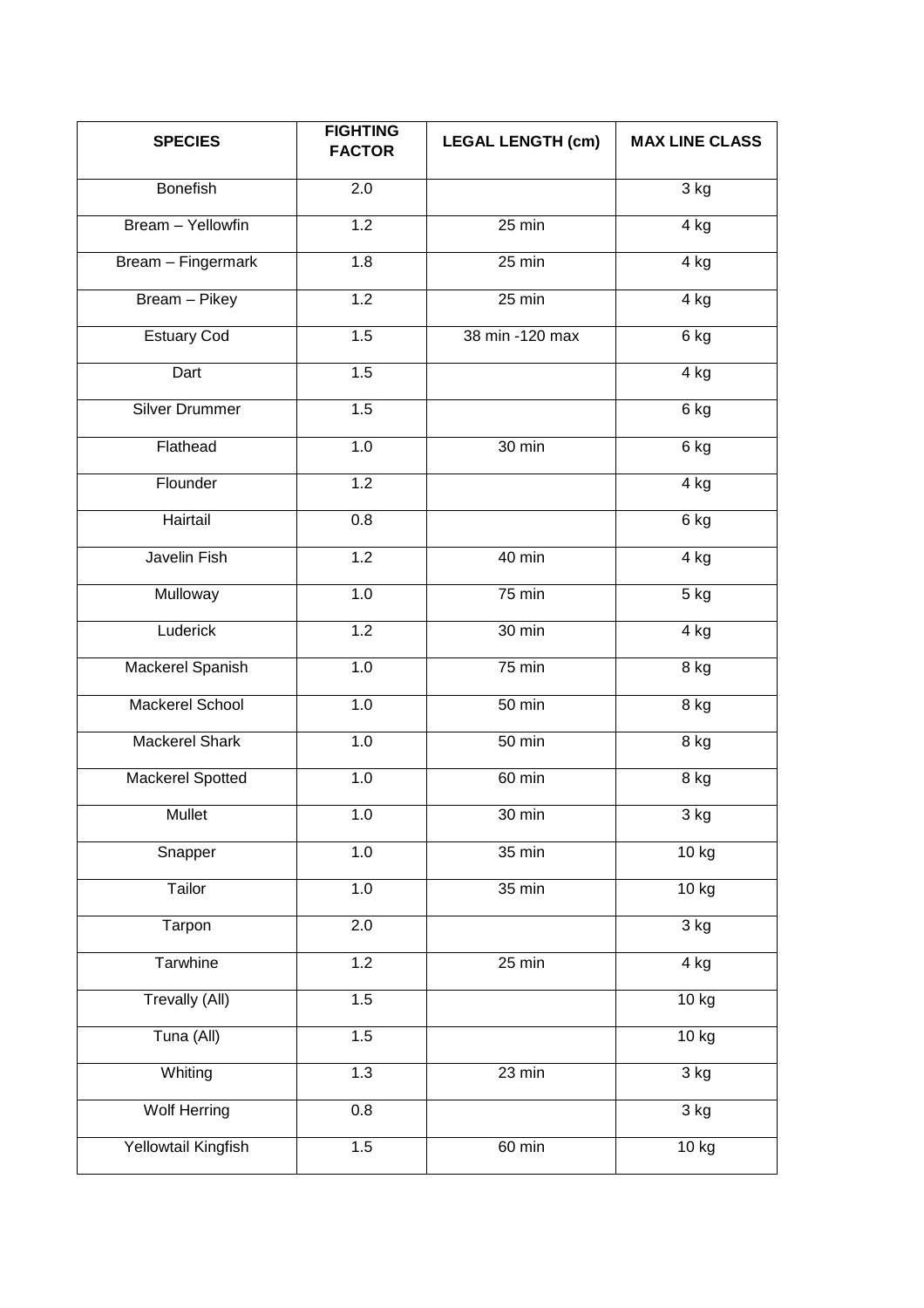| SPECIES | FIGHTING FACTOR | LEGAL LENGTH (cm) | MAX LINE CLASS |
|---|---|---|---|
| Bonefish | 2.0 | | 3 kg |
| Bream – Yellowfin | 1.2 | 25 min | 4 kg |
| Bream – Fingermark | 1.8 | 25 min | 4 kg |
| Bream – Pikey | 1.2 | 25 min | 4 kg |
| Estuary Cod | 1.5 | 38 min -120 max | 6 kg |
| Dart | 1.5 | | 4 kg |
| Silver Drummer | 1.5 | | 6 kg |
| Flathead | 1.0 | 30 min | 6 kg |
| Flounder | 1.2 | | 4 kg |
| Hairtail | 0.8 | | 6 kg |
| Javelin Fish | 1.2 | 40 min | 4 kg |
| Mulloway | 1.0 | 75 min | 5 kg |
| Luderick | 1.2 | 30 min | 4 kg |
| Mackerel Spanish | 1.0 | 75 min | 8 kg |
| Mackerel School | 1.0 | 50 min | 8 kg |
| Mackerel Shark | 1.0 | 50 min | 8 kg |
| Mackerel Spotted | 1.0 | 60 min | 8 kg |
| Mullet | 1.0 | 30 min | 3 kg |
| Snapper | 1.0 | 35 min | 10 kg |
| Tailor | 1.0 | 35 min | 10 kg |
| Tarpon | 2.0 | | 3 kg |
| Tarwhine | 1.2 | 25 min | 4 kg |
| Trevally (All) | 1.5 | | 10 kg |
| Tuna (All) | 1.5 | | 10 kg |
| Whiting | 1.3 | 23 min | 3 kg |
| Wolf Herring | 0.8 | | 3 kg |
| Yellowtail Kingfish | 1.5 | 60 min | 10 kg |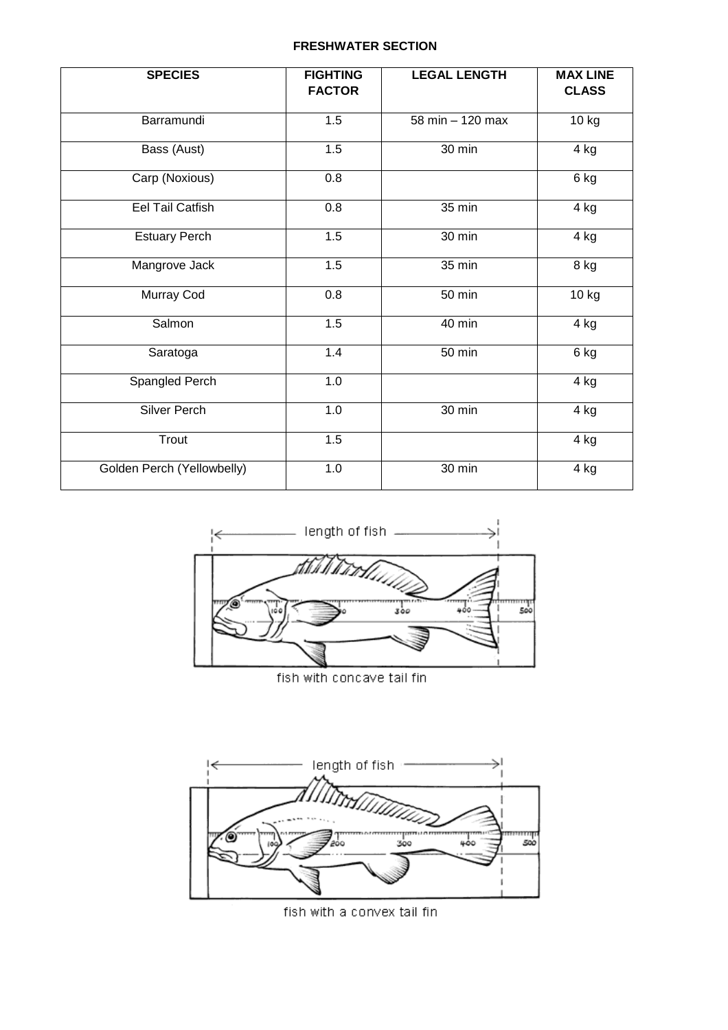**FRESHWATER SECTION**

| SPECIES | FIGHTING FACTOR | LEGAL LENGTH | MAX LINE CLASS |
|---|---|---|---|
| Barramundi | 1.5 | 58 min – 120 max | 10 kg |
| Bass (Aust) | 1.5 | 30 min | 4 kg |
| Carp (Noxious) | 0.8 | | 6 kg |
| Eel Tail Catfish | 0.8 | 35 min | 4 kg |
| Estuary Perch | 1.5 | 30 min | 4 kg |
| Mangrove Jack | 1.5 | 35 min | 8 kg |
| Murray Cod | 0.8 | 50 min | 10 kg |
| Salmon | 1.5 | 40 min | 4 kg |
| Saratoga | 1.4 | 50 min | 6 kg |
| Spangled Perch | 1.0 | | 4 kg |
| Silver Perch | 1.0 | 30 min | 4 kg |
| Trout | 1.5 | | 4 kg |
| Golden Perch (Yellowbelly) | 1.0 | 30 min | 4 kg |

length of fish

fish with concave tail fin

length of fish

fish with a convex tail fin